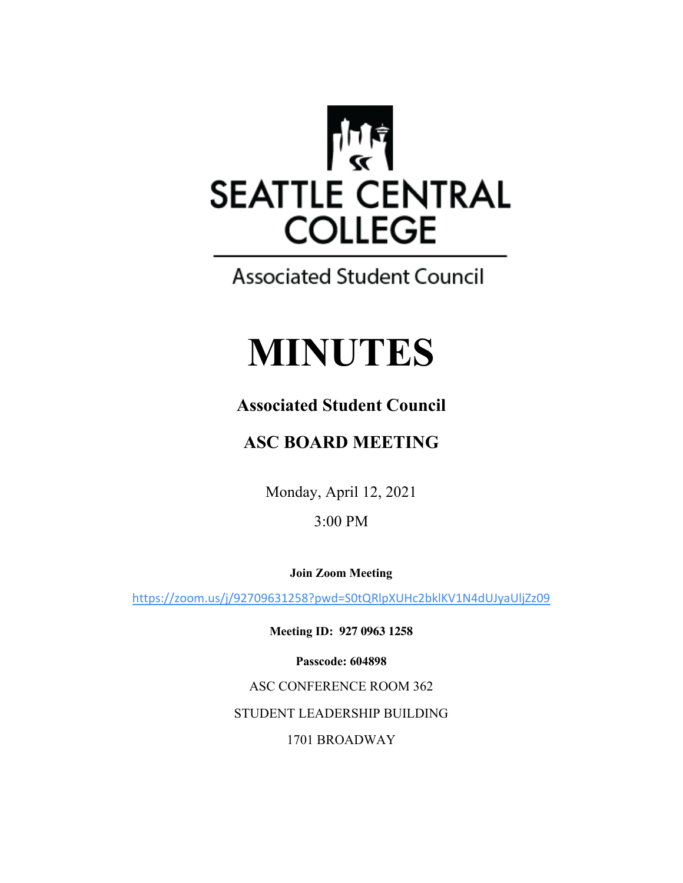SEATTLE CENTRAL COLLEGE

Associated Student Council

# MINUTES

## Associated Student Council

## ASC BOARD MEETING

Monday, April 12, 2021

3:00 PM

**Join Zoom Meeting**

https://zoom.us/j/92709631258?pwd=S0tQRlpXUHc2bklKV1N4dUJyaUljZz09

**Meeting ID: 927 0963 1258**

**Passcode: 604898**

ASC CONFERENCE ROOM 362

STUDENT LEADERSHIP BUILDING

1701 BROADWAY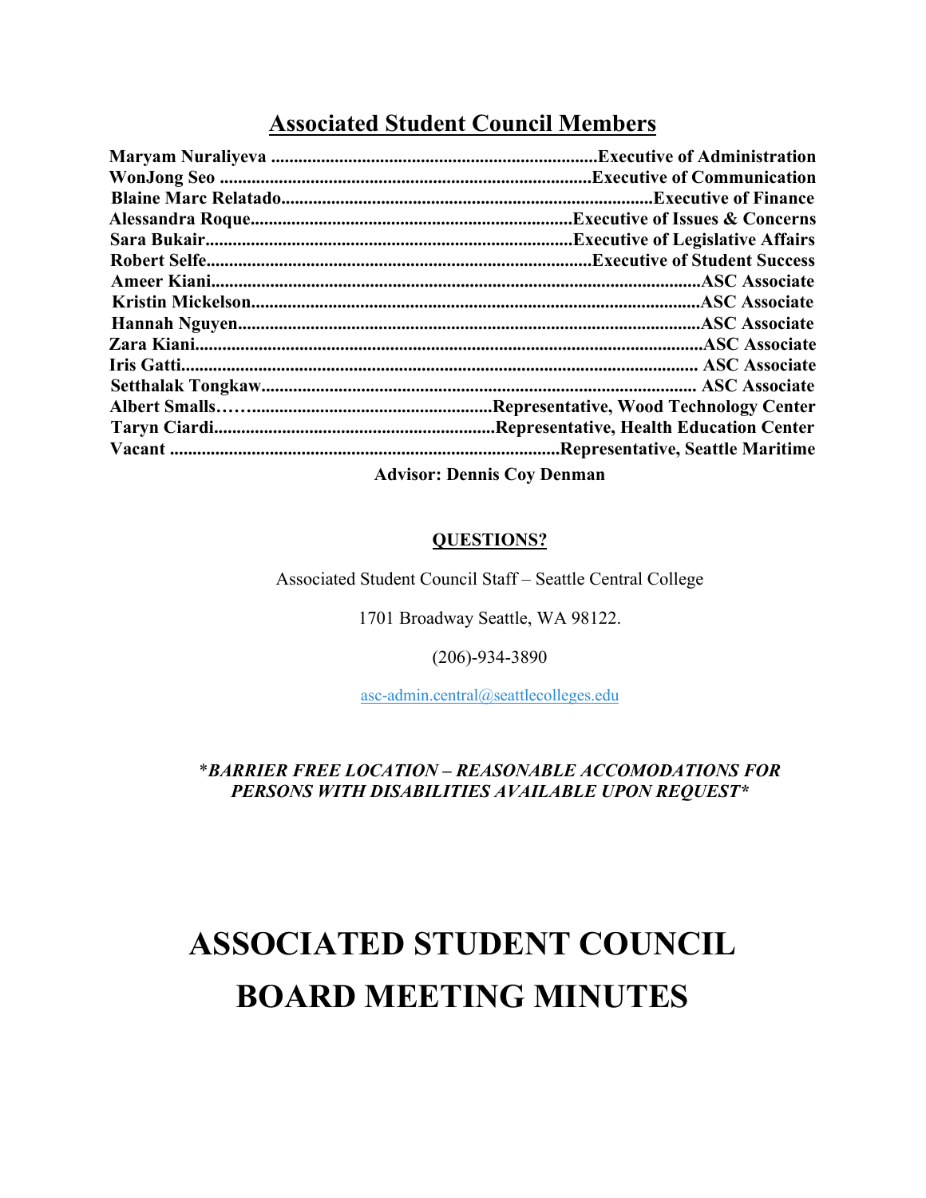## Associated Student Council Members

**Maryam Nuraliyeva ....................................................................Executive of Administration**
**WonJong Seo ..............................................................................Executive of Communication**
**Blaine Marc Relatado...............................................................................Executive of Finance**
**Alessandra Roque....................................................................Executive of Issues & Concerns**
**Sara Bukair...............................................................................Executive of Legislative Affairs**
**Robert Selfe.................................................................................Executive of Student Success**
**Ameer Kiani.......................................................................................................ASC Associate**
**Kristin Mickelson.............................................................................................ASC Associate**
**Hannah Nguyen................................................................................................ASC Associate**
**Zara Kiani..........................................................................................................ASC Associate**
**Iris Gatti............................................................................................................ ASC Associate**
**Setthalak Tongkaw........................................................................................... ASC Associate**
**Albert Smalls…….....................................................Representative, Wood Technology Center**
**Taryn Ciardi............................................................Representative, Health Education Center**
**Vacant ..................................................................................Representative, Seattle Maritime**

**Advisor: Dennis Coy Denman**

**QUESTIONS?**

Associated Student Council Staff – Seattle Central College

1701 Broadway Seattle, WA 98122.

(206)-934-3890

asc-admin.central@seattlecolleges.edu

**\****BARRIER FREE LOCATION – REASONABLE ACCOMODATIONS FOR PERSONS WITH DISABILITIES AVAILABLE UPON REQUEST***\***

# ASSOCIATED STUDENT COUNCIL BOARD MEETING MINUTES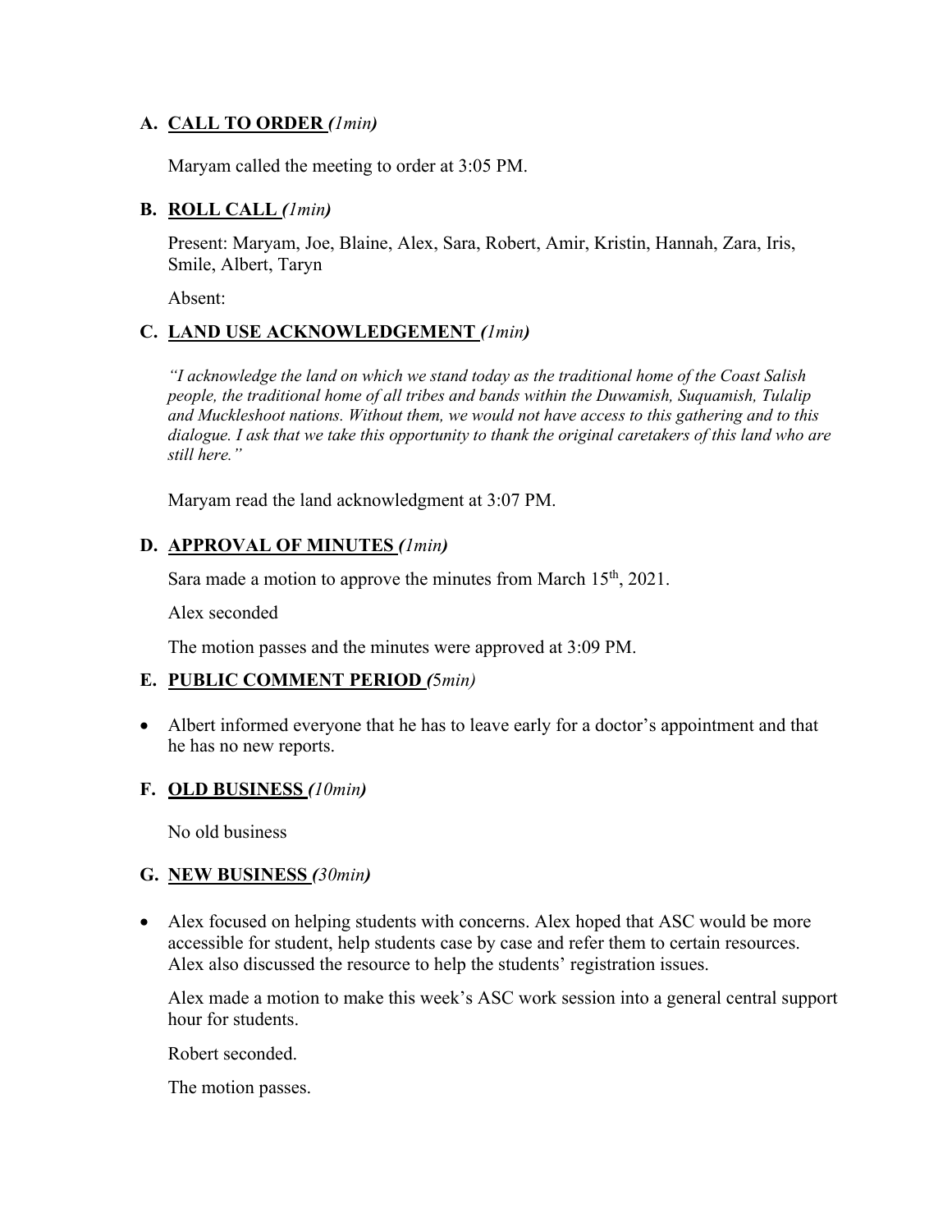## A. **CALL TO ORDER** *(1min)*

Maryam called the meeting to order at 3:05 PM.

## B. **ROLL CALL** *(1min)*

Present: Maryam, Joe, Blaine, Alex, Sara, Robert, Amir, Kristin, Hannah, Zara, Iris, Smile, Albert, Taryn

Absent:

## C. **LAND USE ACKNOWLEDGEMENT** *(1min)*

*"I acknowledge the land on which we stand today as the traditional home of the Coast Salish people, the traditional home of all tribes and bands within the Duwamish, Suquamish, Tulalip and Muckleshoot nations. Without them, we would not have access to this gathering and to this dialogue. I ask that we take this opportunity to thank the original caretakers of this land who are still here."*

Maryam read the land acknowledgment at 3:07 PM.

## D. **APPROVAL OF MINUTES** *(1min)*

Sara made a motion to approve the minutes from March 15th, 2021.

Alex seconded

The motion passes and the minutes were approved at 3:09 PM.

## E. **PUBLIC COMMENT PERIOD** *(5min)*

- Albert informed everyone that he has to leave early for a doctor's appointment and that he has no new reports.

## F. **OLD BUSINESS** *(10min)*

No old business

## G. **NEW BUSINESS** *(30min)*

- Alex focused on helping students with concerns. Alex hoped that ASC would be more accessible for student, help students case by case and refer them to certain resources. Alex also discussed the resource to help the students' registration issues.

  Alex made a motion to make this week's ASC work session into a general central support hour for students.

  Robert seconded.

  The motion passes.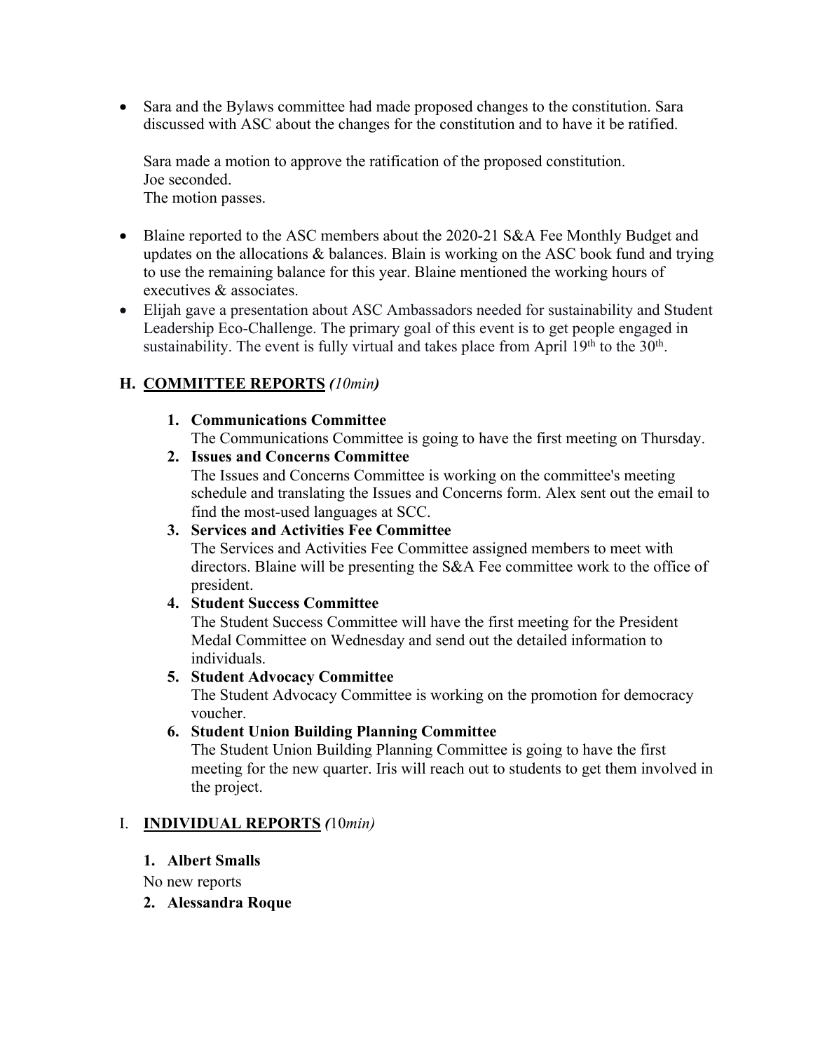- Sara and the Bylaws committee had made proposed changes to the constitution. Sara discussed with ASC about the changes for the constitution and to have it be ratified.

  Sara made a motion to approve the ratification of the proposed constitution.
  Joe seconded.
  The motion passes.

- Blaine reported to the ASC members about the 2020-21 S&A Fee Monthly Budget and updates on the allocations & balances. Blain is working on the ASC book fund and trying to use the remaining balance for this year. Blaine mentioned the working hours of executives & associates.
- Elijah gave a presentation about ASC Ambassadors needed for sustainability and Student Leadership Eco-Challenge. The primary goal of this event is to get people engaged in sustainability. The event is fully virtual and takes place from April 19th to the 30th.

## H. COMMITTEE REPORTS *(10min)*

1. **Communications Committee**
   The Communications Committee is going to have the first meeting on Thursday.
2. **Issues and Concerns Committee**
   The Issues and Concerns Committee is working on the committee's meeting schedule and translating the Issues and Concerns form. Alex sent out the email to find the most-used languages at SCC.
3. **Services and Activities Fee Committee**
   The Services and Activities Fee Committee assigned members to meet with directors. Blaine will be presenting the S&A Fee committee work to the office of president.
4. **Student Success Committee**
   The Student Success Committee will have the first meeting for the President Medal Committee on Wednesday and send out the detailed information to individuals.
5. **Student Advocacy Committee**
   The Student Advocacy Committee is working on the promotion for democracy voucher.
6. **Student Union Building Planning Committee**
   The Student Union Building Planning Committee is going to have the first meeting for the new quarter. Iris will reach out to students to get them involved in the project.

## I. INDIVIDUAL REPORTS *(10min)*

1. **Albert Smalls**

No new reports

2. **Alessandra Roque**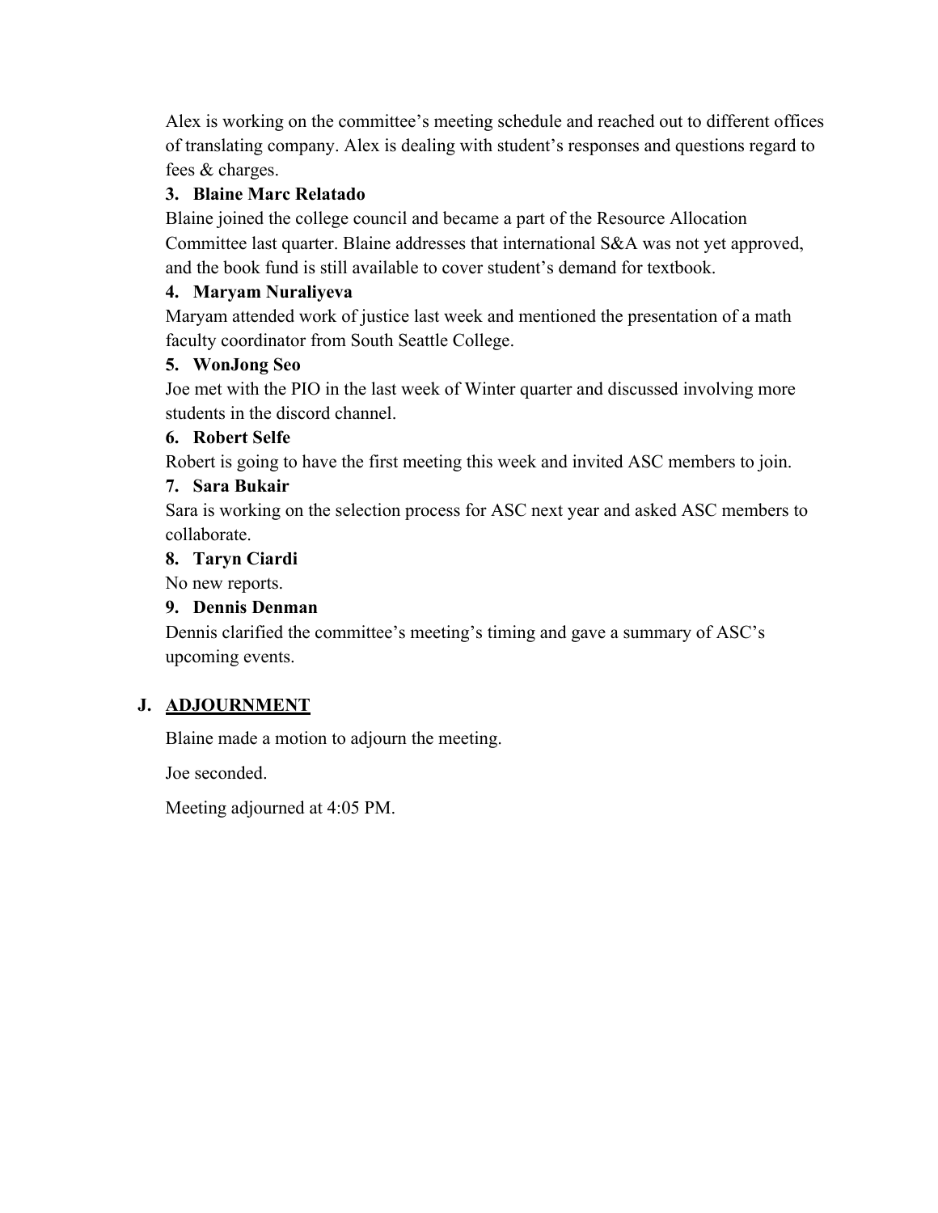Alex is working on the committee's meeting schedule and reached out to different offices of translating company. Alex is dealing with student's responses and questions regard to fees & charges.

3. **Blaine Marc Relatado**

   Blaine joined the college council and became a part of the Resource Allocation Committee last quarter. Blaine addresses that international S&A was not yet approved, and the book fund is still available to cover student's demand for textbook.

4. **Maryam Nuraliyeva**

   Maryam attended work of justice last week and mentioned the presentation of a math faculty coordinator from South Seattle College.

5. **WonJong Seo**

   Joe met with the PIO in the last week of Winter quarter and discussed involving more students in the discord channel.

6. **Robert Selfe**

   Robert is going to have the first meeting this week and invited ASC members to join.

7. **Sara Bukair**

   Sara is working on the selection process for ASC next year and asked ASC members to collaborate.

8. **Taryn Ciardi**

   No new reports.

9. **Dennis Denman**

   Dennis clarified the committee's meeting's timing and gave a summary of ASC's upcoming events.

## J. ADJOURNMENT

Blaine made a motion to adjourn the meeting.

Joe seconded.

Meeting adjourned at 4:05 PM.